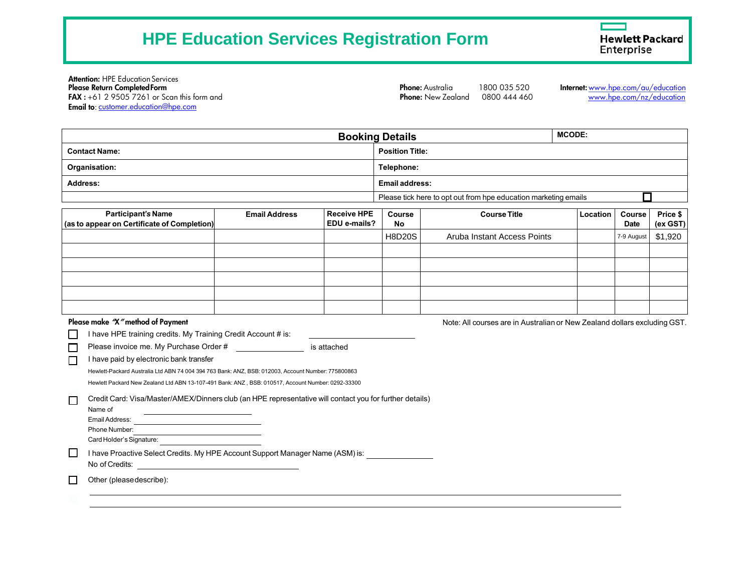# HPE Education Services Registration Form

Hewlett Packard Enterprise

**Attention:** HPE Education Services
**Please Return Completed Form**
**FAX :** +61 2 9505 7261 or Scan this form and
**Email to**: customer.education@hpe.com

**Phone:** Australia 1800 035 520
**Phone:** New Zealand 0800 444 460

**Internet:** www.hpe.com/au/education
www.hpe.com/nz/education

| **Booking Details** | | **MCODE:** |
|---|---|---|
| **Contact Name:** | **Position Title:** | |
| **Organisation:** | **Telephone:** | |
| **Address:** | **Email address:** | |
| | Please tick here to opt out from hpe education marketing emails ☐ | |

| Participant's Name (as to appear on Certificate of Completion) | Email Address | Receive HPE EDU e-mails? | Course No | Course Title | Location | Course Date | Price $ (ex GST) |
|---|---|---|---|---|---|---|---|
| | | | H8D20S | Aruba Instant Access Points | | 7-9 August | $1,920 |
| | | | | | | | |
| | | | | | | | |
| | | | | | | | |
| | | | | | | | |
| | | | | | | | |

**Please make "X" method of Payment**

Note: All courses are in Australian or New Zealand dollars excluding GST.

☐ I have HPE training credits. My Training Credit Account # is: ____________

☐ Please invoice me. My Purchase Order # ____________ is attached

☐ I have paid by electronic bank transfer

Hewlett-Packard Australia Ltd ABN 74 004 394 763 Bank: ANZ, BSB: 012003, Account Number: 775800863

Hewlett Packard New Zealand Ltd ABN 13-107-491 Bank: ANZ , BSB: 010517, Account Number: 0292-33300

☐ Credit Card: Visa/Master/AMEX/Diners club (an HPE representative will contact you for further details)

Name of ____________

Email Address: ____________

Phone Number: ____________

Card Holder's Signature: ____________

☐ I have Proactive Select Credits. My HPE Account Support Manager Name (ASM) is: ____________

No of Credits: ____________

☐ Other (please describe):

____________

____________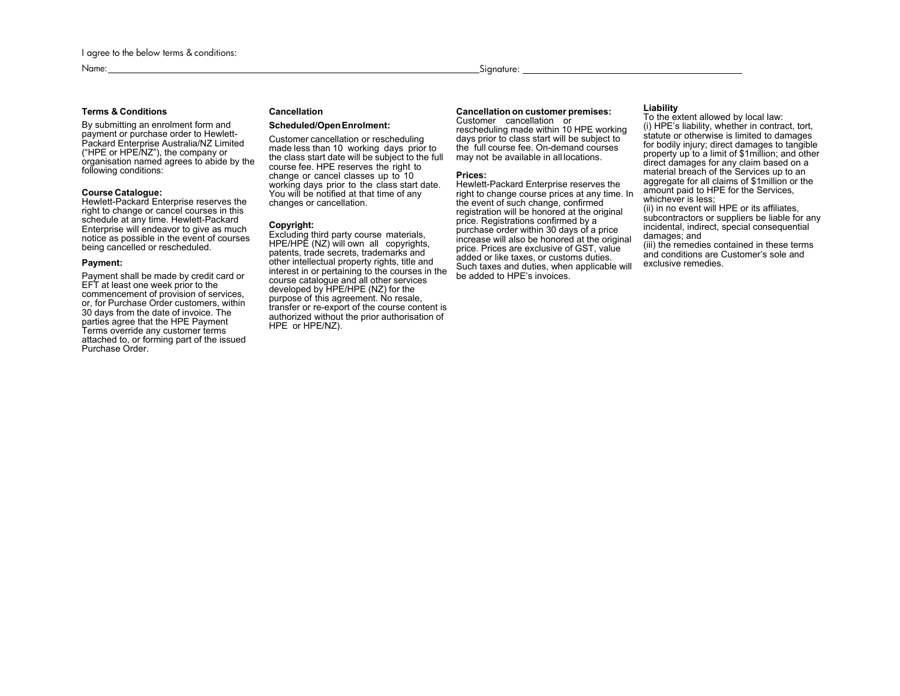I agree to the below terms & conditions:

Name: \_\_\_\_\_\_\_\_\_\_\_\_\_\_\_\_\_\_\_\_\_\_\_\_\_\_\_\_\_\_\_\_\_\_\_\_\_\_\_\_ Signature: \_\_\_\_\_\_\_\_\_\_\_\_\_\_\_\_\_\_\_\_\_\_\_\_\_\_\_\_\_\_\_\_

**Terms & Conditions**

By submitting an enrolment form and payment or purchase order to Hewlett-Packard Enterprise Australia/NZ Limited ("HPE or HPE/NZ"), the company or organisation named agrees to abide by the following conditions:

**Course Catalogue:**
Hewlett-Packard Enterprise reserves the right to change or cancel courses in this schedule at any time. Hewlett-Packard Enterprise will endeavor to give as much notice as possible in the event of courses being cancelled or rescheduled.

**Payment:**

Payment shall be made by credit card or EFT at least one week prior to the commencement of provision of services, or, for Purchase Order customers, within 30 days from the date of invoice. The parties agree that the HPE Payment Terms override any customer terms attached to, or forming part of the issued Purchase Order.

**Cancellation**

**Scheduled/Open Enrolment:**

Customer cancellation or rescheduling made less than 10 working days prior to the class start date will be subject to the full course fee. HPE reserves the right to change or cancel classes up to 10 working days prior to the class start date. You will be notified at that time of any changes or cancellation.

**Copyright:**
Excluding third party course materials, HPE/HPE (NZ) will own all copyrights, patents, trade secrets, trademarks and other intellectual property rights, title and interest in or pertaining to the courses in the course catalogue and all other services developed by HPE/HPE (NZ) for the purpose of this agreement. No resale, transfer or re-export of the course content is authorized without the prior authorisation of HPE or HPE/NZ).

**Cancellation on customer premises:**
Customer cancellation or rescheduling made within 10 HPE working days prior to class start will be subject to the full course fee. On-demand courses may not be available in all locations.

**Prices:**
Hewlett-Packard Enterprise reserves the right to change course prices at any time. In the event of such change, confirmed registration will be honored at the original price. Registrations confirmed by a purchase order within 30 days of a price increase will also be honored at the original price. Prices are exclusive of GST, value added or like taxes, or customs duties. Such taxes and duties, when applicable will be added to HPE's invoices.

**Liability**
To the extent allowed by local law:
(i) HPE's liability, whether in contract, tort, statute or otherwise is limited to damages for bodily injury; direct damages to tangible property up to a limit of $1million; and other direct damages for any claim based on a material breach of the Services up to an aggregate for all claims of $1million or the amount paid to HPE for the Services, whichever is less;
(ii) in no event will HPE or its affiliates, subcontractors or suppliers be liable for any incidental, indirect, special consequential damages; and
(iii) the remedies contained in these terms and conditions are Customer's sole and exclusive remedies.